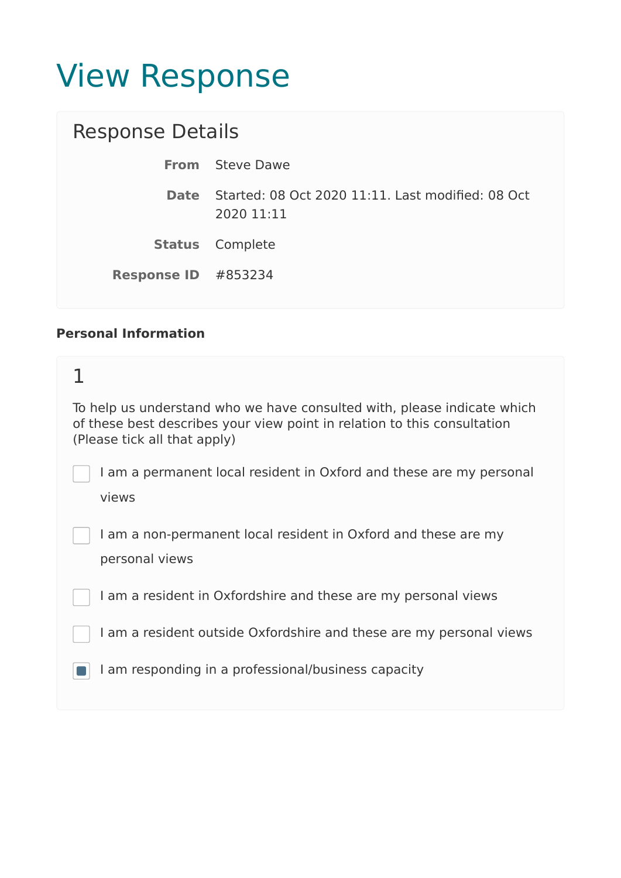# View Response

## Response Details

**From** Steve Dawe

**Date** Started: 08 Oct 2020 11:11. Last modified: 08 Oct 2020 11:11

**Status** Complete

**Response ID** #853234

### Personal Information

## 1

To help us understand who we have consulted with, please indicate which of these best describes your view point in relation to this consultation (Please tick all that apply)

- [ ] I am a permanent local resident in Oxford and these are my personal views
- [ ] I am a non-permanent local resident in Oxford and these are my personal views
- [ ] I am a resident in Oxfordshire and these are my personal views
- [ ] I am a resident outside Oxfordshire and these are my personal views
- [x] I am responding in a professional/business capacity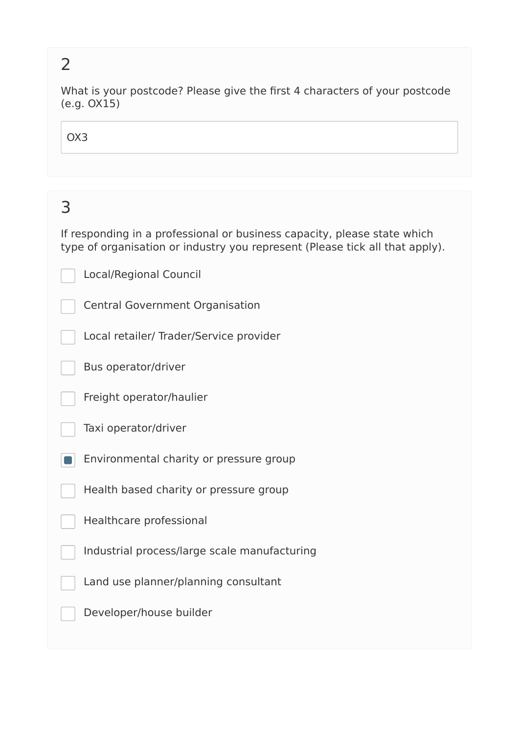## 2

What is your postcode? Please give the first 4 characters of your postcode (e.g. OX15)

OX3

## 3

If responding in a professional or business capacity, please state which type of organisation or industry you represent (Please tick all that apply).

- [ ] Local/Regional Council
- [ ] Central Government Organisation
- [ ] Local retailer/ Trader/Service provider
- [ ] Bus operator/driver
- [ ] Freight operator/haulier
- [ ] Taxi operator/driver
- [x] Environmental charity or pressure group
- [ ] Health based charity or pressure group
- [ ] Healthcare professional
- [ ] Industrial process/large scale manufacturing
- [ ] Land use planner/planning consultant
- [ ] Developer/house builder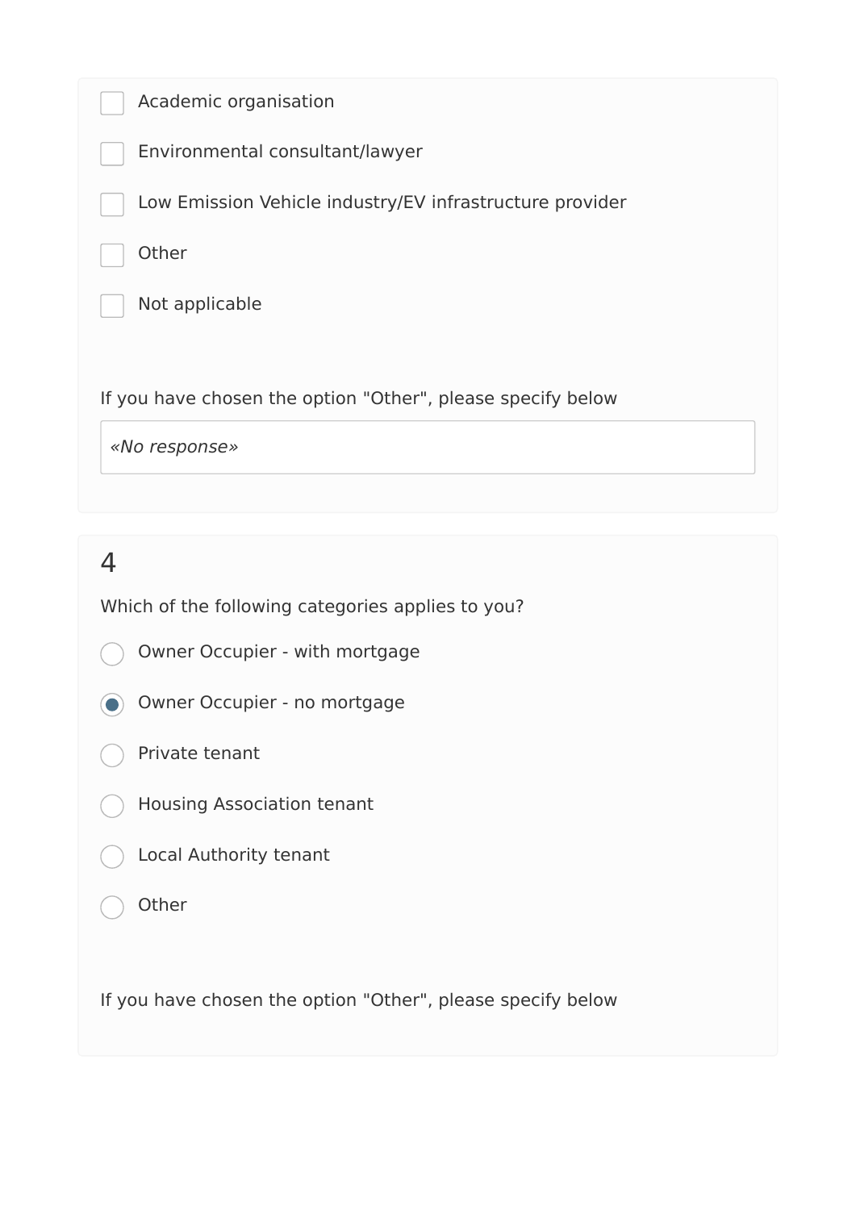- [ ] Academic organisation
- [ ] Environmental consultant/lawyer
- [ ] Low Emission Vehicle industry/EV infrastructure provider
- [ ] Other
- [ ] Not applicable

If you have chosen the option "Other", please specify below

*«No response»*

## 4

Which of the following categories applies to you?

- ( ) Owner Occupier - with mortgage
- (•) Owner Occupier - no mortgage
- ( ) Private tenant
- ( ) Housing Association tenant
- ( ) Local Authority tenant
- ( ) Other

If you have chosen the option "Other", please specify below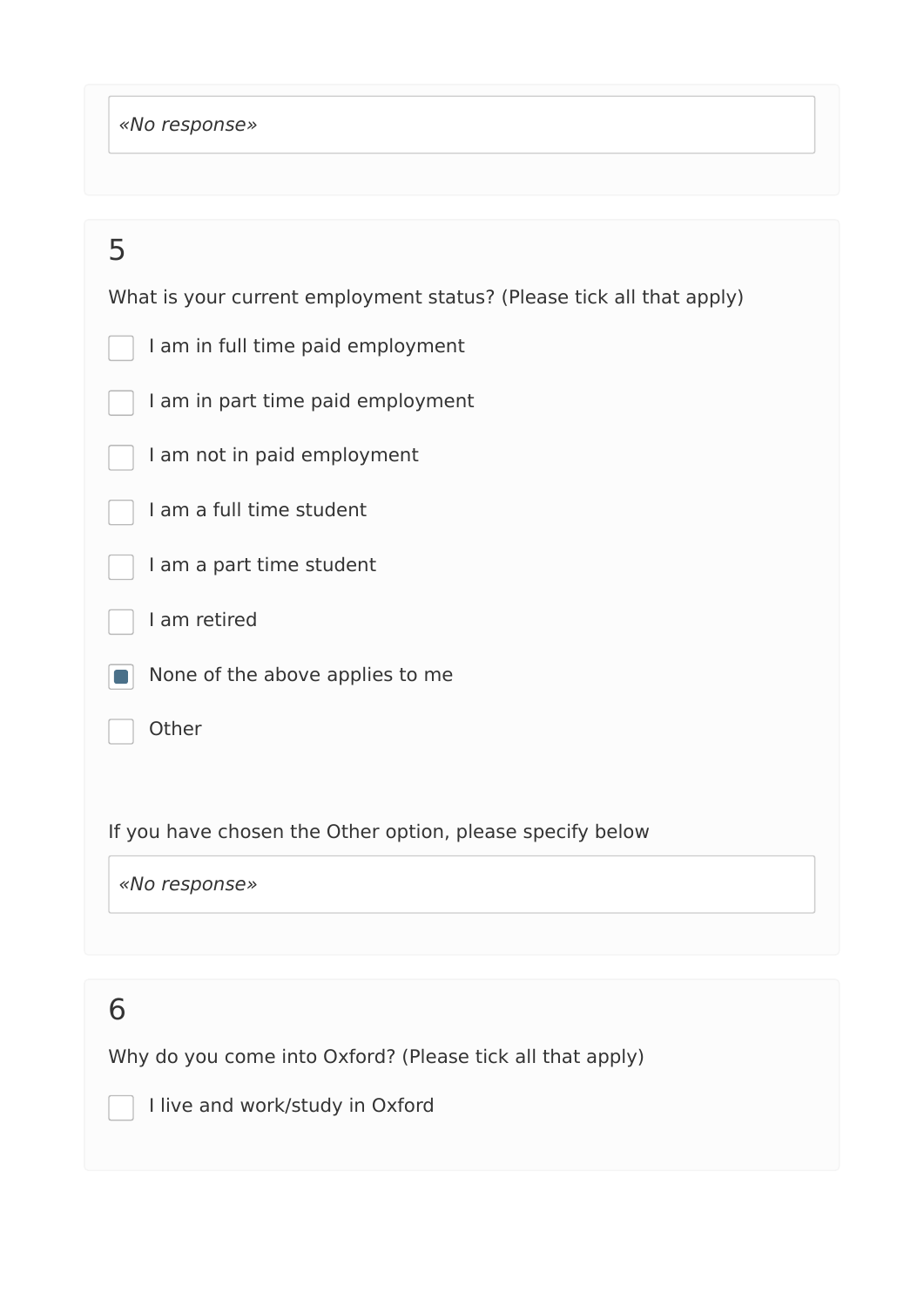*«No response»*

## 5

What is your current employment status? (Please tick all that apply)

- [ ] I am in full time paid employment
- [ ] I am in part time paid employment
- [ ] I am not in paid employment
- [ ] I am a full time student
- [ ] I am a part time student
- [ ] I am retired
- [x] None of the above applies to me
- [ ] Other

If you have chosen the Other option, please specify below

*«No response»*

## 6

Why do you come into Oxford? (Please tick all that apply)

- [ ] I live and work/study in Oxford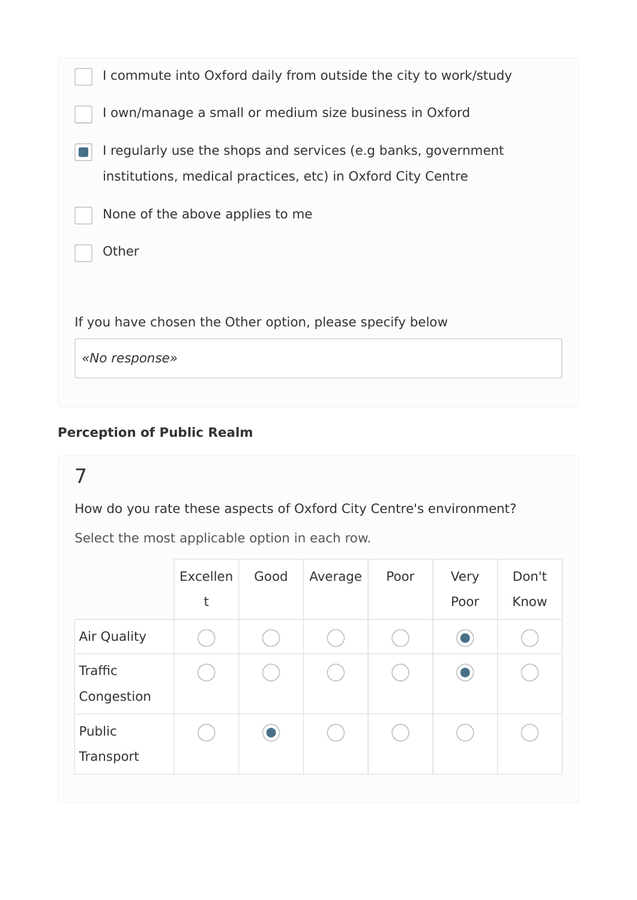- [ ] I commute into Oxford daily from outside the city to work/study
- [ ] I own/manage a small or medium size business in Oxford
- [x] I regularly use the shops and services (e.g banks, government institutions, medical practices, etc) in Oxford City Centre
- [ ] None of the above applies to me
- [ ] Other

If you have chosen the Other option, please specify below

*«No response»*

### Perception of Public Realm

7

How do you rate these aspects of Oxford City Centre's environment?

Select the most applicable option in each row.

| | Excellent | Good | Average | Poor | Very Poor | Don't Know |
|---|---|---|---|---|---|---|
| Air Quality | ○ | ○ | ○ | ○ | ● | ○ |
| Traffic Congestion | ○ | ○ | ○ | ○ | ● | ○ |
| Public Transport | ○ | ● | ○ | ○ | ○ | ○ |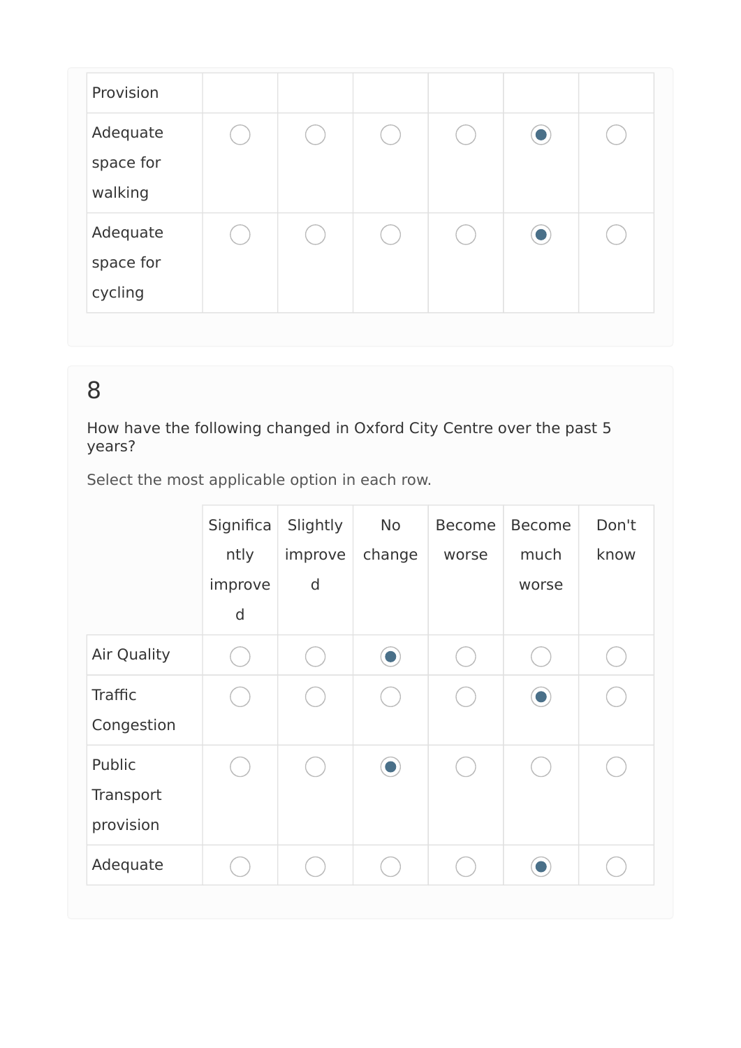| Provision | | | | | | |
|---|---|---|---|---|---|---|
| Adequate space for walking | ○ | ○ | ○ | ○ | ◉ | ○ |
| Adequate space for cycling | ○ | ○ | ○ | ○ | ◉ | ○ |

## 8

How have the following changed in Oxford City Centre over the past 5 years?

Select the most applicable option in each row.

| | Significantly improved | Slightly improved | No change | Become worse | Become much worse | Don't know |
|---|---|---|---|---|---|---|
| Air Quality | ○ | ○ | ◉ | ○ | ○ | ○ |
| Traffic Congestion | ○ | ○ | ○ | ○ | ◉ | ○ |
| Public Transport provision | ○ | ○ | ◉ | ○ | ○ | ○ |
| Adequate | ○ | ○ | ○ | ○ | ◉ | ○ |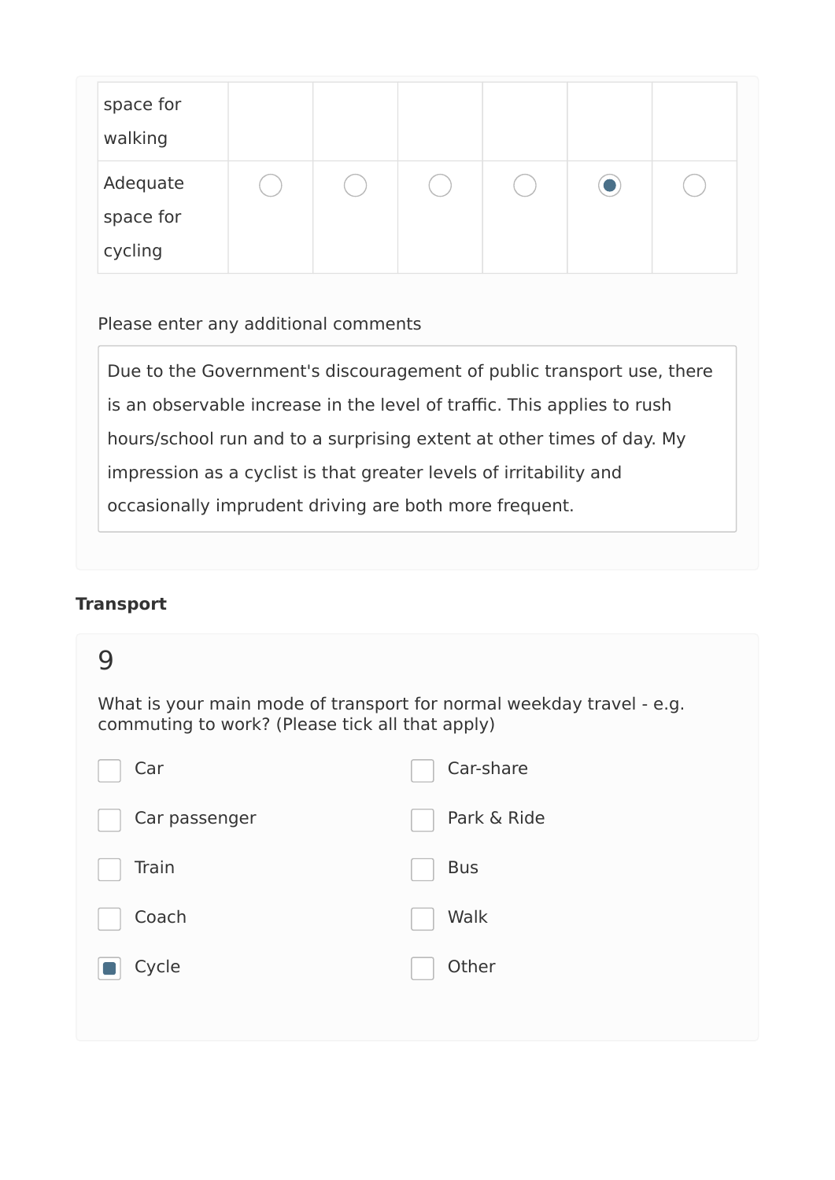| | | | | | | |
|---|---|---|---|---|---|---|
| space for walking | | | | | | |
| Adequate space for cycling | ○ | ○ | ○ | ○ | ● | ○ |

Please enter any additional comments

Due to the Government's discouragement of public transport use, there is an observable increase in the level of traffic. This applies to rush hours/school run and to a surprising extent at other times of day. My impression as a cyclist is that greater levels of irritability and occasionally imprudent driving are both more frequent.

**Transport**

9

What is your main mode of transport for normal weekday travel - e.g. commuting to work? (Please tick all that apply)

- [ ] Car
- [ ] Car-share
- [ ] Car passenger
- [ ] Park & Ride
- [ ] Train
- [ ] Bus
- [ ] Coach
- [ ] Walk
- [x] Cycle
- [ ] Other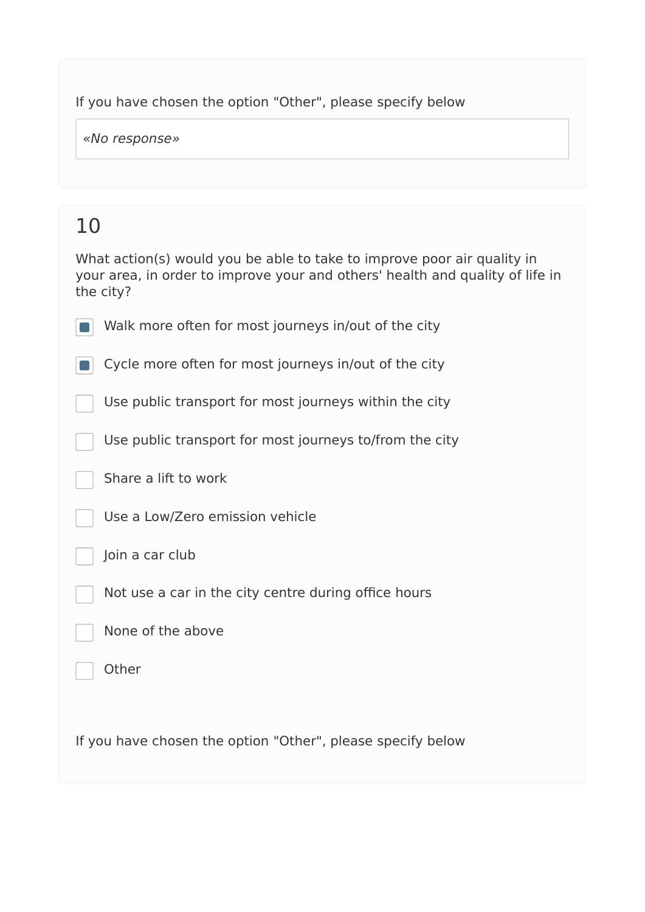If you have chosen the option "Other", please specify below

*«No response»*

## 10

What action(s) would you be able to take to improve poor air quality in your area, in order to improve your and others' health and quality of life in the city?

- [x] Walk more often for most journeys in/out of the city
- [x] Cycle more often for most journeys in/out of the city
- [ ] Use public transport for most journeys within the city
- [ ] Use public transport for most journeys to/from the city
- [ ] Share a lift to work
- [ ] Use a Low/Zero emission vehicle
- [ ] Join a car club
- [ ] Not use a car in the city centre during office hours
- [ ] None of the above
- [ ] Other

If you have chosen the option "Other", please specify below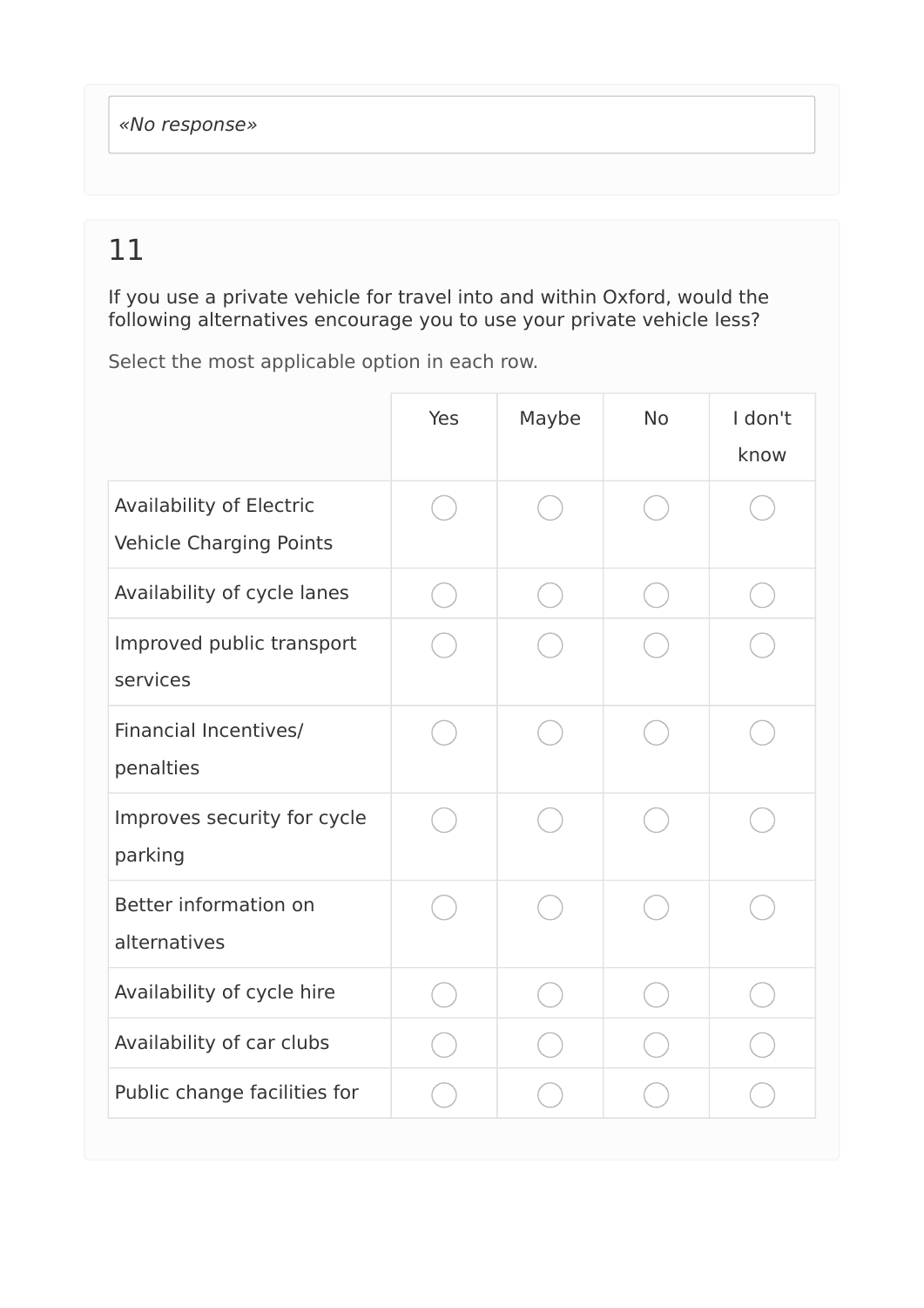«No response»

## 11

If you use a private vehicle for travel into and within Oxford, would the following alternatives encourage you to use your private vehicle less?

Select the most applicable option in each row.

| | Yes | Maybe | No | I don't know |
|---|---|---|---|---|
| Availability of Electric Vehicle Charging Points | ○ | ○ | ○ | ○ |
| Availability of cycle lanes | ○ | ○ | ○ | ○ |
| Improved public transport services | ○ | ○ | ○ | ○ |
| Financial Incentives/ penalties | ○ | ○ | ○ | ○ |
| Improves security for cycle parking | ○ | ○ | ○ | ○ |
| Better information on alternatives | ○ | ○ | ○ | ○ |
| Availability of cycle hire | ○ | ○ | ○ | ○ |
| Availability of car clubs | ○ | ○ | ○ | ○ |
| Public change facilities for | ○ | ○ | ○ | ○ |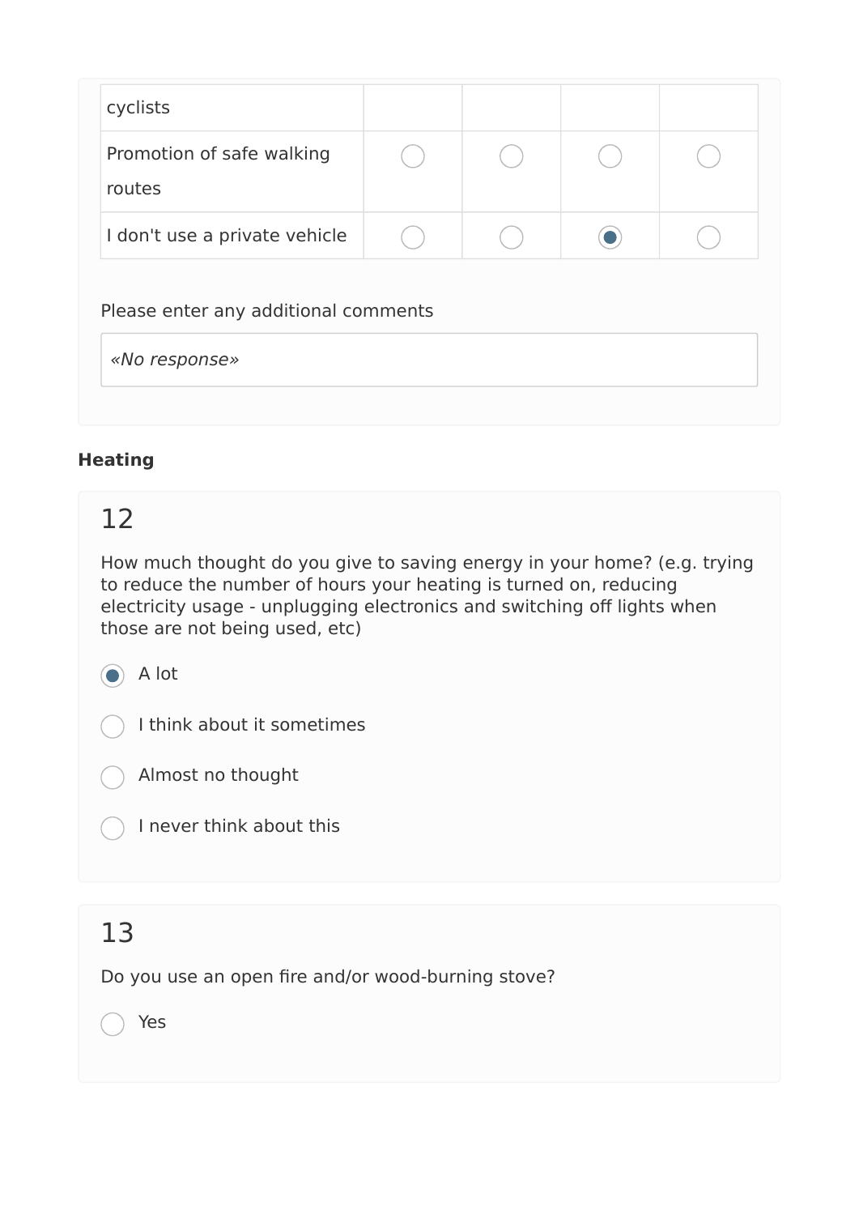| | | | | |
|---|---|---|---|---|
| cyclists | | | | |
| Promotion of safe walking routes | ○ | ○ | ○ | ○ |
| I don't use a private vehicle | ○ | ○ | ● | ○ |

Please enter any additional comments

*«No response»*

**Heating**

## 12

How much thought do you give to saving energy in your home? (e.g. trying to reduce the number of hours your heating is turned on, reducing electricity usage - unplugging electronics and switching off lights when those are not being used, etc)

- ● A lot
- ○ I think about it sometimes
- ○ Almost no thought
- ○ I never think about this

## 13

Do you use an open fire and/or wood-burning stove?

- ○ Yes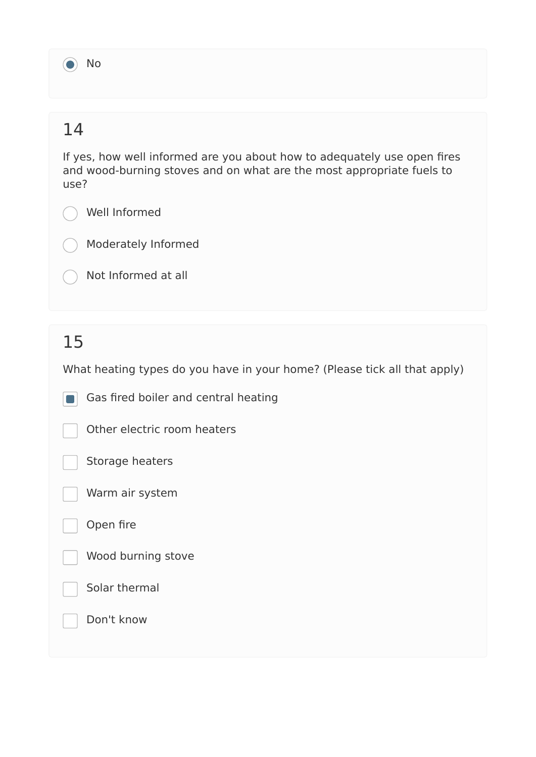- [x] No

## 14

If yes, how well informed are you about how to adequately use open fires and wood-burning stoves and on what are the most appropriate fuels to use?

- [ ] Well Informed
- [ ] Moderately Informed
- [ ] Not Informed at all

## 15

What heating types do you have in your home? (Please tick all that apply)

- [x] Gas fired boiler and central heating
- [ ] Other electric room heaters
- [ ] Storage heaters
- [ ] Warm air system
- [ ] Open fire
- [ ] Wood burning stove
- [ ] Solar thermal
- [ ] Don't know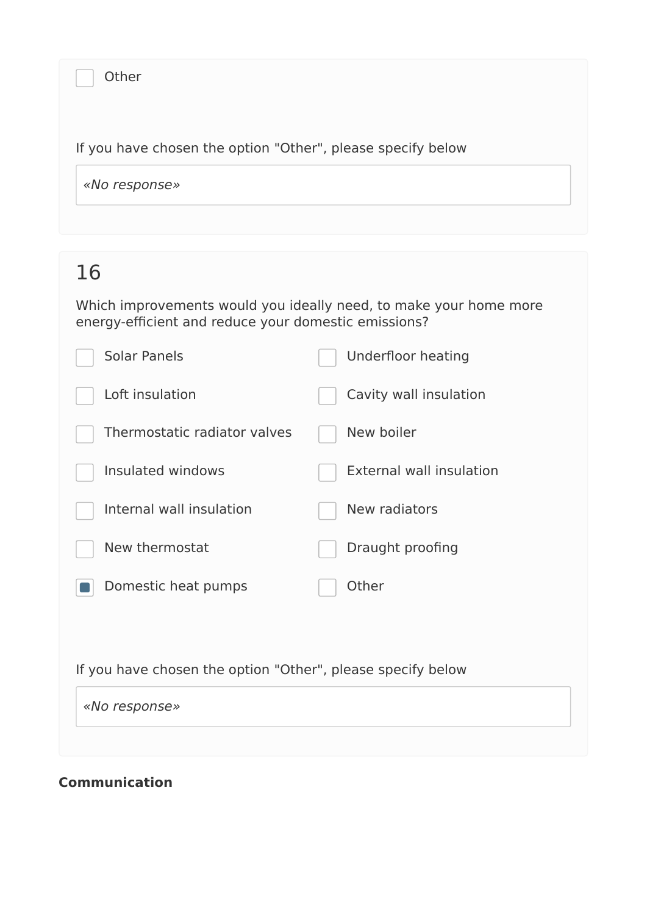- [ ] Other

If you have chosen the option "Other", please specify below

*«No response»*

## 16

Which improvements would you ideally need, to make your home more energy-efficient and reduce your domestic emissions?

- [ ] Solar Panels
- [ ] Underfloor heating
- [ ] Loft insulation
- [ ] Cavity wall insulation
- [ ] Thermostatic radiator valves
- [ ] New boiler
- [ ] Insulated windows
- [ ] External wall insulation
- [ ] Internal wall insulation
- [ ] New radiators
- [ ] New thermostat
- [ ] Draught proofing
- [x] Domestic heat pumps
- [ ] Other

If you have chosen the option "Other", please specify below

*«No response»*

**Communication**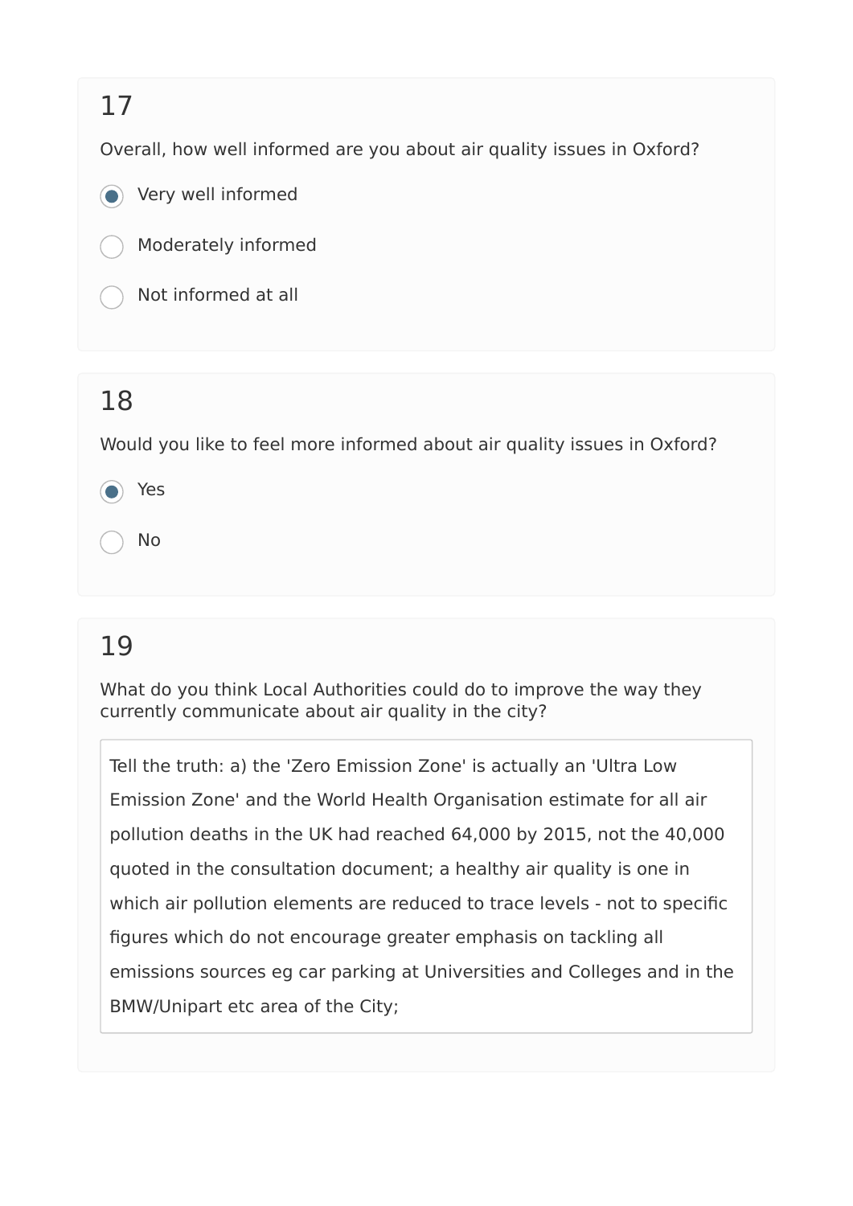## 17

Overall, how well informed are you about air quality issues in Oxford?

- (x) Very well informed
- ( ) Moderately informed
- ( ) Not informed at all

## 18

Would you like to feel more informed about air quality issues in Oxford?

- (x) Yes
- ( ) No

## 19

What do you think Local Authorities could do to improve the way they currently communicate about air quality in the city?

> Tell the truth: a) the 'Zero Emission Zone' is actually an 'Ultra Low Emission Zone' and the World Health Organisation estimate for all air pollution deaths in the UK had reached 64,000 by 2015, not the 40,000 quoted in the consultation document; a healthy air quality is one in which air pollution elements are reduced to trace levels - not to specific figures which do not encourage greater emphasis on tackling all emissions sources eg car parking at Universities and Colleges and in the BMW/Unipart etc area of the City;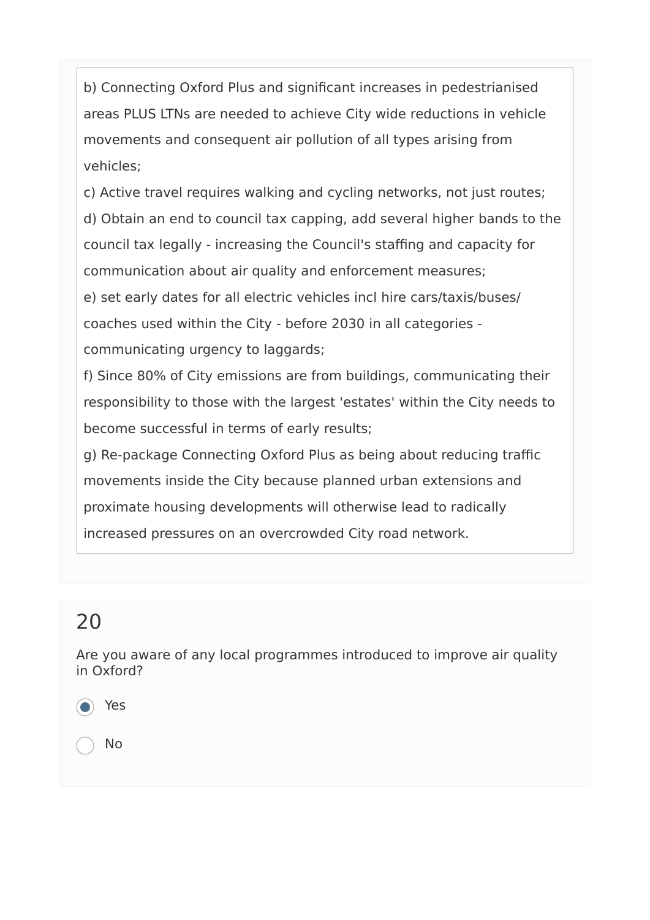b) Connecting Oxford Plus and significant increases in pedestrianised areas PLUS LTNs are needed to achieve City wide reductions in vehicle movements and consequent air pollution of all types arising from vehicles;
c) Active travel requires walking and cycling networks, not just routes;
d) Obtain an end to council tax capping, add several higher bands to the council tax legally - increasing the Council's staffing and capacity for communication about air quality and enforcement measures;
e) set early dates for all electric vehicles incl hire cars/taxis/buses/ coaches used within the City - before 2030 in all categories - communicating urgency to laggards;
f) Since 80% of City emissions are from buildings, communicating their responsibility to those with the largest 'estates' within the City needs to become successful in terms of early results;
g) Re-package Connecting Oxford Plus as being about reducing traffic movements inside the City because planned urban extensions and proximate housing developments will otherwise lead to radically increased pressures on an overcrowded City road network.

## 20

Are you aware of any local programmes introduced to improve air quality in Oxford?

- (•) Yes
- ( ) No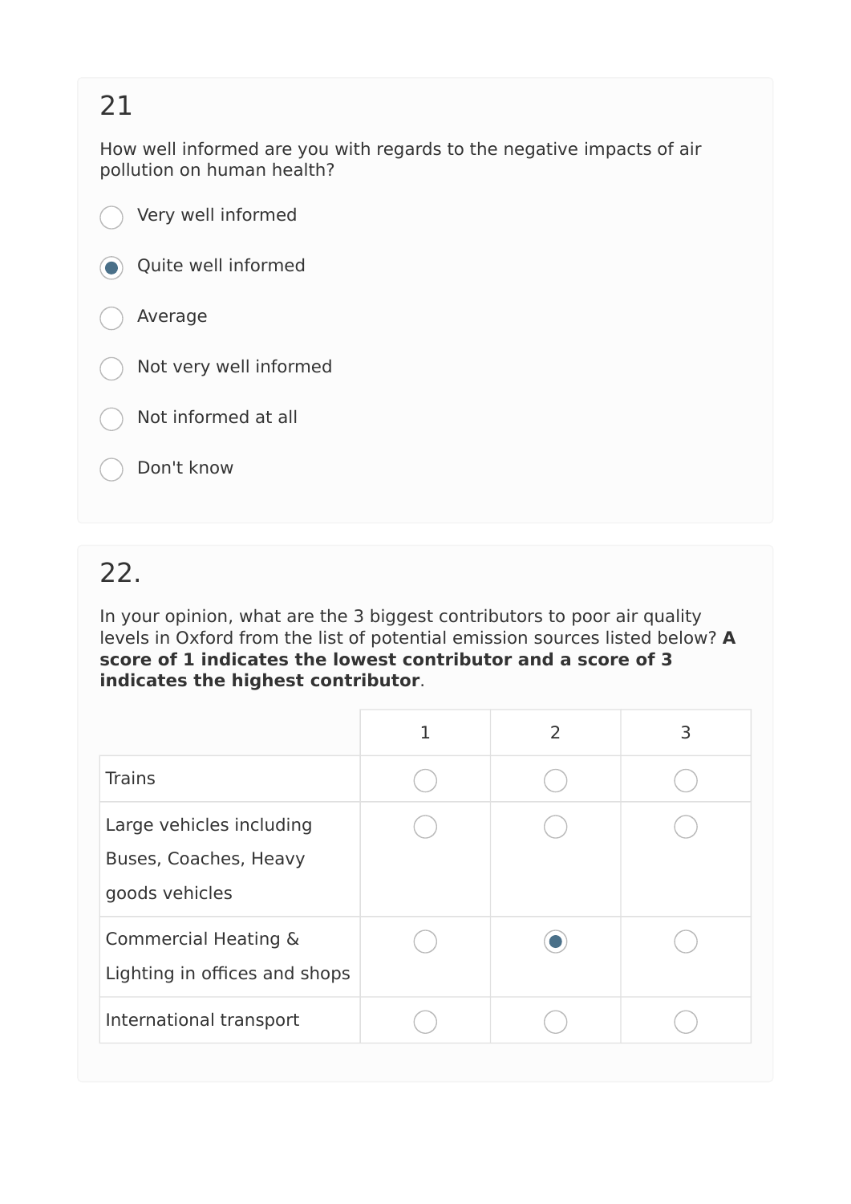## 21

How well informed are you with regards to the negative impacts of air pollution on human health?

- ○ Very well informed
- ● Quite well informed
- ○ Average
- ○ Not very well informed
- ○ Not informed at all
- ○ Don't know

## 22.

In your opinion, what are the 3 biggest contributors to poor air quality levels in Oxford from the list of potential emission sources listed below? **A score of 1 indicates the lowest contributor and a score of 3 indicates the highest contributor**.

| | 1 | 2 | 3 |
|---|---|---|---|
| Trains | ○ | ○ | ○ |
| Large vehicles including Buses, Coaches, Heavy goods vehicles | ○ | ○ | ○ |
| Commercial Heating & Lighting in offices and shops | ○ | ● | ○ |
| International transport | ○ | ○ | ○ |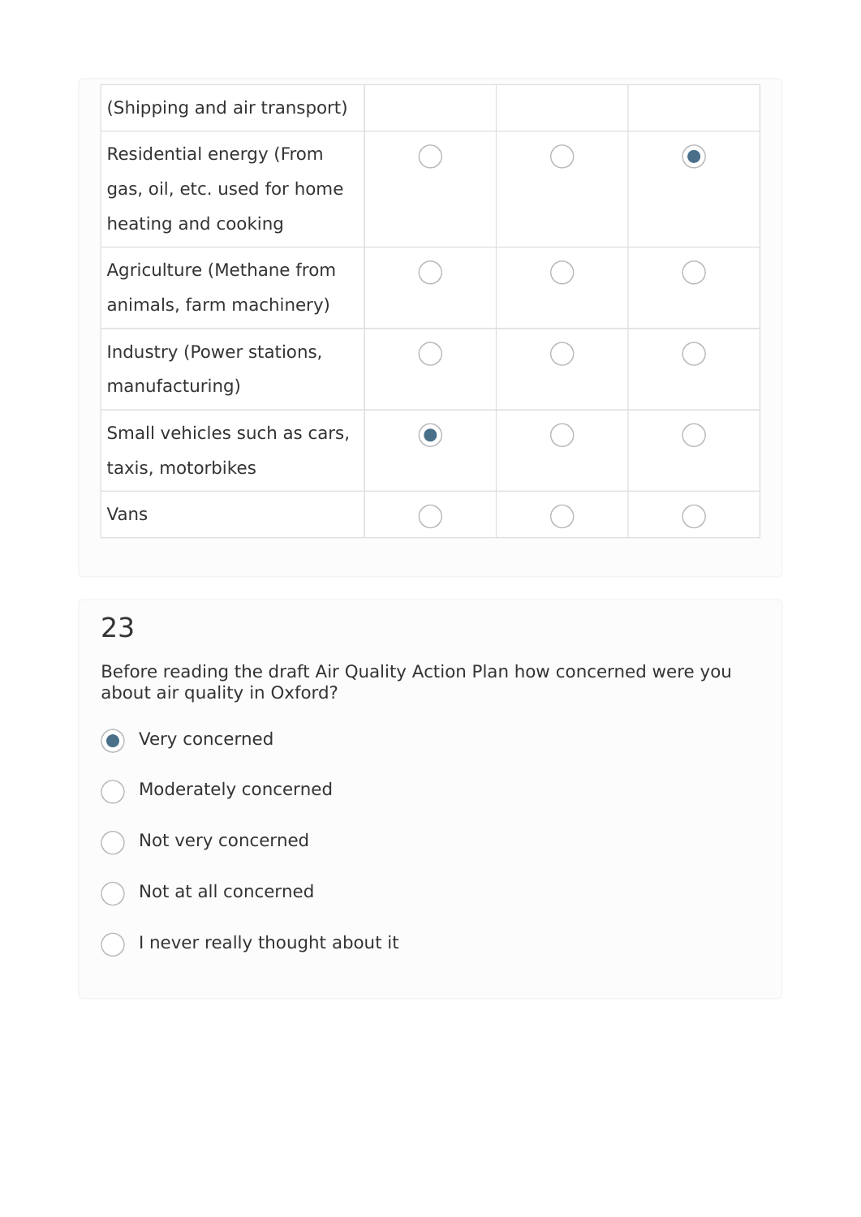| | | | |
|---|---|---|---|
| (Shipping and air transport) | | | |
| Residential energy (From gas, oil, etc. used for home heating and cooking | ○ | ○ | ◉ |
| Agriculture (Methane from animals, farm machinery) | ○ | ○ | ○ |
| Industry (Power stations, manufacturing) | ○ | ○ | ○ |
| Small vehicles such as cars, taxis, motorbikes | ◉ | ○ | ○ |
| Vans | ○ | ○ | ○ |

## 23

Before reading the draft Air Quality Action Plan how concerned were you about air quality in Oxford?

- ◉ Very concerned
- ○ Moderately concerned
- ○ Not very concerned
- ○ Not at all concerned
- ○ I never really thought about it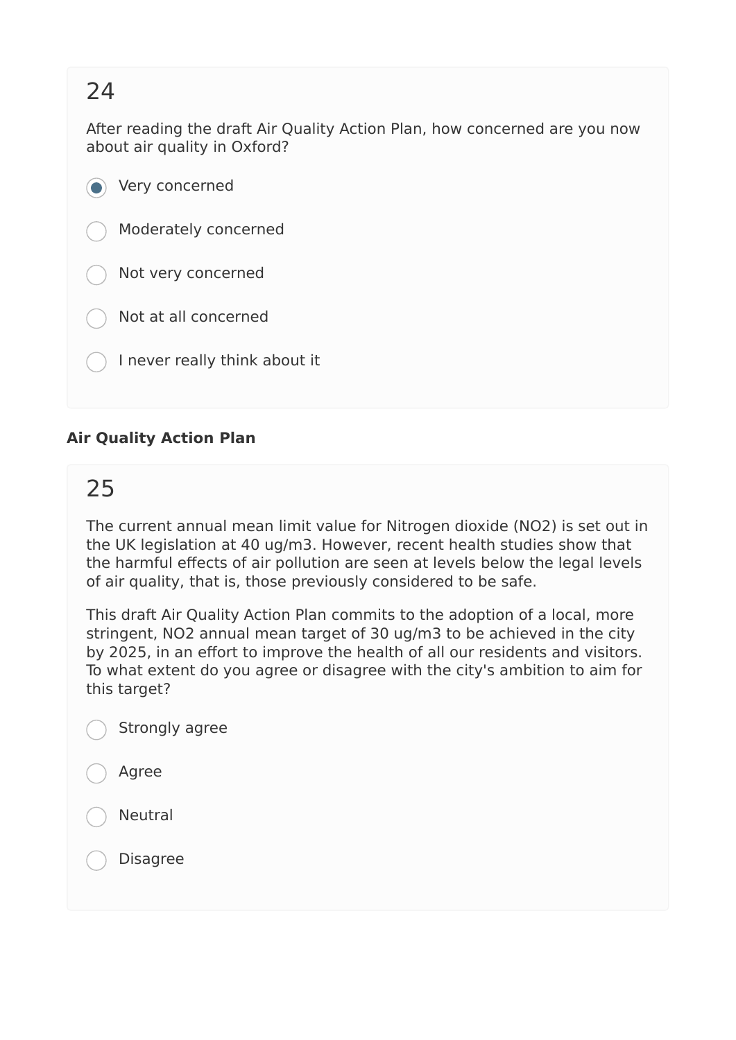## 24

After reading the draft Air Quality Action Plan, how concerned are you now about air quality in Oxford?

- (●) Very concerned
- ( ) Moderately concerned
- ( ) Not very concerned
- ( ) Not at all concerned
- ( ) I never really think about it

**Air Quality Action Plan**

## 25

The current annual mean limit value for Nitrogen dioxide (NO2) is set out in the UK legislation at 40 ug/m3. However, recent health studies show that the harmful effects of air pollution are seen at levels below the legal levels of air quality, that is, those previously considered to be safe.

This draft Air Quality Action Plan commits to the adoption of a local, more stringent, NO2 annual mean target of 30 ug/m3 to be achieved in the city by 2025, in an effort to improve the health of all our residents and visitors. To what extent do you agree or disagree with the city's ambition to aim for this target?

- ( ) Strongly agree
- ( ) Agree
- ( ) Neutral
- ( ) Disagree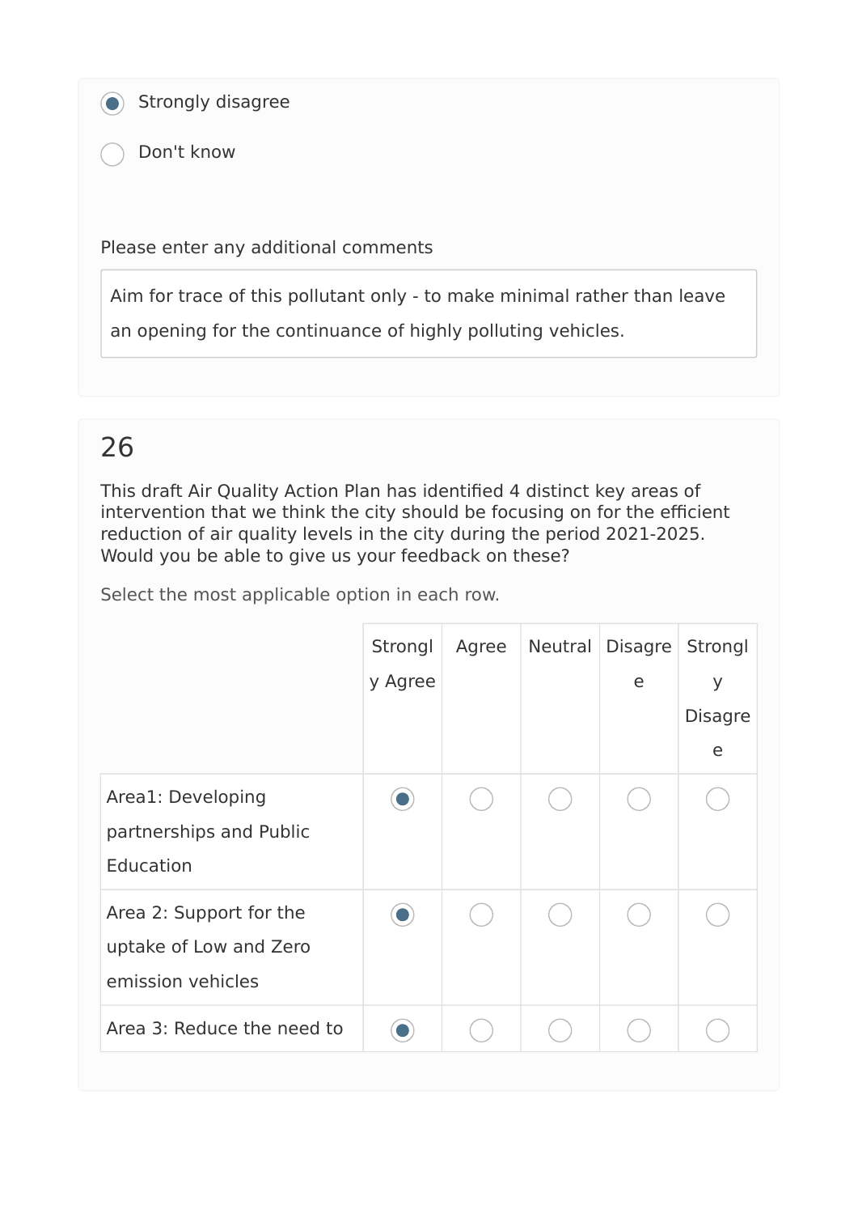- [x] Strongly disagree
- [ ] Don't know

Please enter any additional comments

Aim for trace of this pollutant only - to make minimal rather than leave an opening for the continuance of highly polluting vehicles.

## 26

This draft Air Quality Action Plan has identified 4 distinct key areas of intervention that we think the city should be focusing on for the efficient reduction of air quality levels in the city during the period 2021-2025. Would you be able to give us your feedback on these?

Select the most applicable option in each row.

| | Strongly Agree | Agree | Neutral | Disagree | Strongly Disagree |
|---|---|---|---|---|---|
| Area1: Developing partnerships and Public Education | ● | ○ | ○ | ○ | ○ |
| Area 2: Support for the uptake of Low and Zero emission vehicles | ● | ○ | ○ | ○ | ○ |
| Area 3: Reduce the need to | ● | ○ | ○ | ○ | ○ |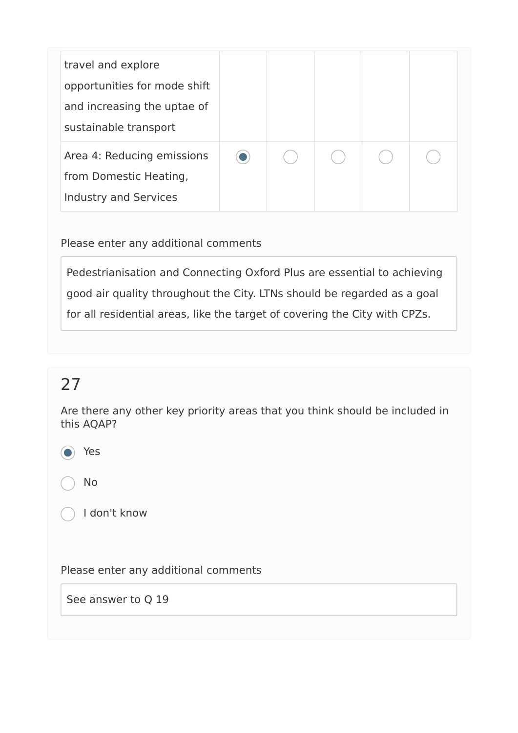| | | | | | |
|---|---|---|---|---|---|
| travel and explore opportunities for mode shift and increasing the uptae of sustainable transport | | | | | |
| Area 4: Reducing emissions from Domestic Heating, Industry and Services | ◉ | ○ | ○ | ○ | ○ |

Please enter any additional comments

Pedestrianisation and Connecting Oxford Plus are essential to achieving good air quality throughout the City. LTNs should be regarded as a goal for all residential areas, like the target of covering the City with CPZs.

## 27

Are there any other key priority areas that you think should be included in this AQAP?

- ◉ Yes
- ○ No
- ○ I don't know

Please enter any additional comments

See answer to Q 19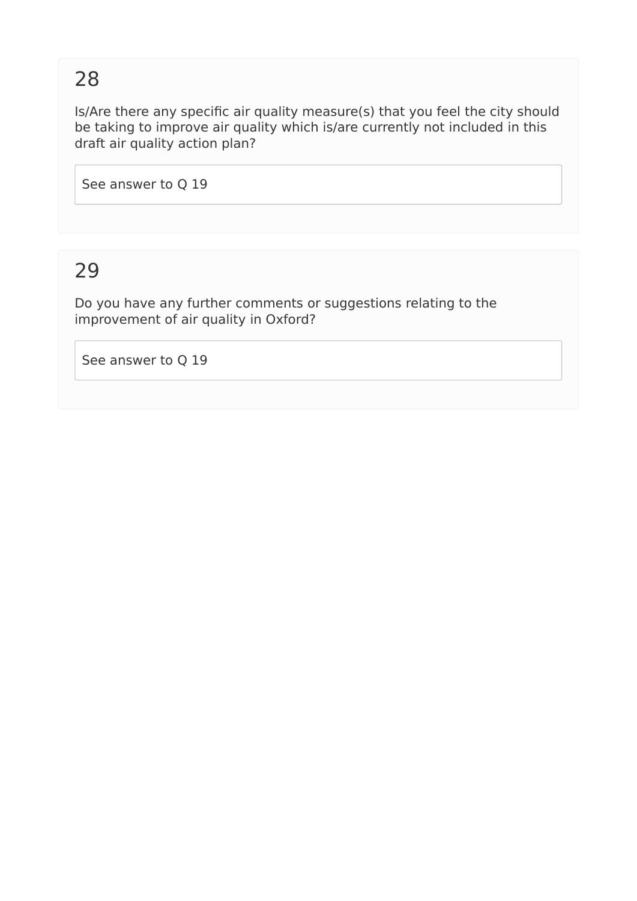## 28

Is/Are there any specific air quality measure(s) that you feel the city should be taking to improve air quality which is/are currently not included in this draft air quality action plan?

See answer to Q 19

## 29

Do you have any further comments or suggestions relating to the improvement of air quality in Oxford?

See answer to Q 19